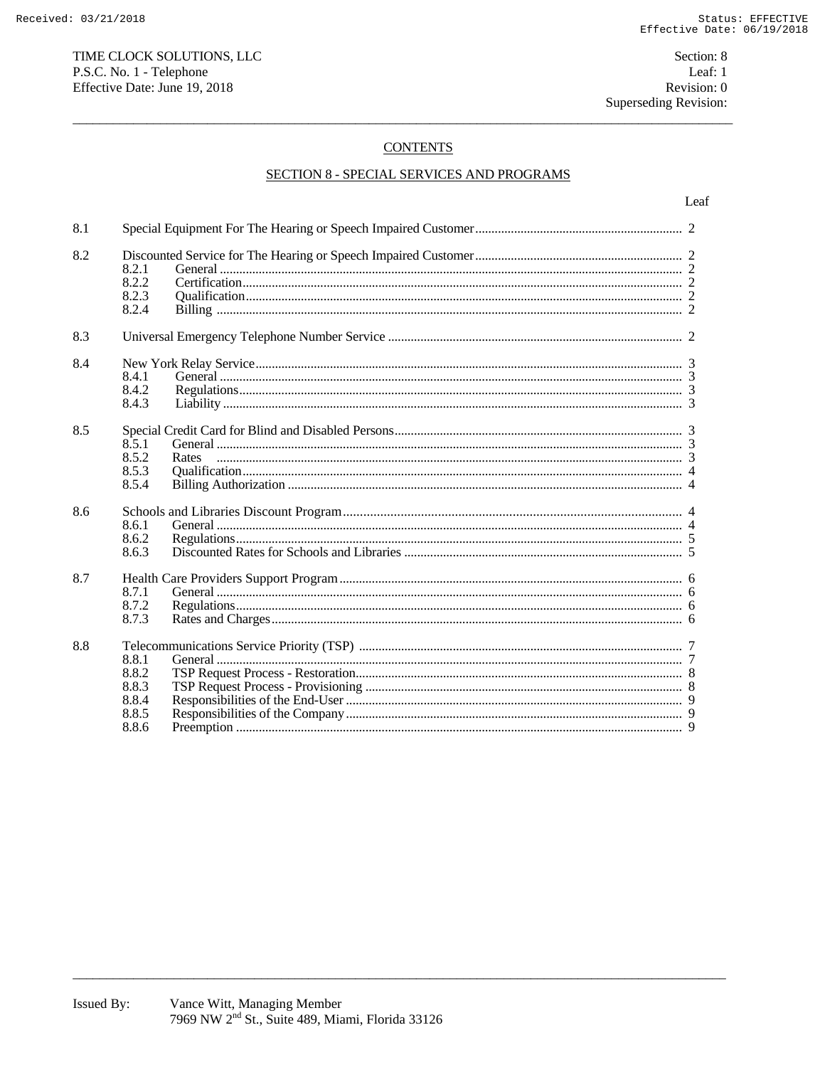TIME CLOCK SOLUTIONS, LLC
P.S.C. No. 1 - Telephone
Effective Date: June 19, 2018

Section: 8
Leaf: 1
Revision: 0
Superseding Revision:

## CONTENTS

## SECTION 8 - SPECIAL SERVICES AND PROGRAMS

| | | Leaf |
|---|---|---|
| 8.1 | Special Equipment For The Hearing or Speech Impaired Customer | 2 |
| 8.2 | Discounted Service for The Hearing or Speech Impaired Customer | 2 |
| | 8.2.1 General | 2 |
| | 8.2.2 Certification | 2 |
| | 8.2.3 Qualification | 2 |
| | 8.2.4 Billing | 2 |
| 8.3 | Universal Emergency Telephone Number Service | 2 |
| 8.4 | New York Relay Service | 3 |
| | 8.4.1 General | 3 |
| | 8.4.2 Regulations | 3 |
| | 8.4.3 Liability | 3 |
| 8.5 | Special Credit Card for Blind and Disabled Persons | 3 |
| | 8.5.1 General | 3 |
| | 8.5.2 Rates | 3 |
| | 8.5.3 Qualification | 4 |
| | 8.5.4 Billing Authorization | 4 |
| 8.6 | Schools and Libraries Discount Program | 4 |
| | 8.6.1 General | 4 |
| | 8.6.2 Regulations | 5 |
| | 8.6.3 Discounted Rates for Schools and Libraries | 5 |
| 8.7 | Health Care Providers Support Program | 6 |
| | 8.7.1 General | 6 |
| | 8.7.2 Regulations | 6 |
| | 8.7.3 Rates and Charges | 6 |
| 8.8 | Telecommunications Service Priority (TSP) | 7 |
| | 8.8.1 General | 7 |
| | 8.8.2 TSP Request Process - Restoration | 8 |
| | 8.8.3 TSP Request Process - Provisioning | 8 |
| | 8.8.4 Responsibilities of the End-User | 9 |
| | 8.8.5 Responsibilities of the Company | 9 |
| | 8.8.6 Preemption | 9 |

Issued By: Vance Witt, Managing Member
7969 NW 2nd St., Suite 489, Miami, Florida 33126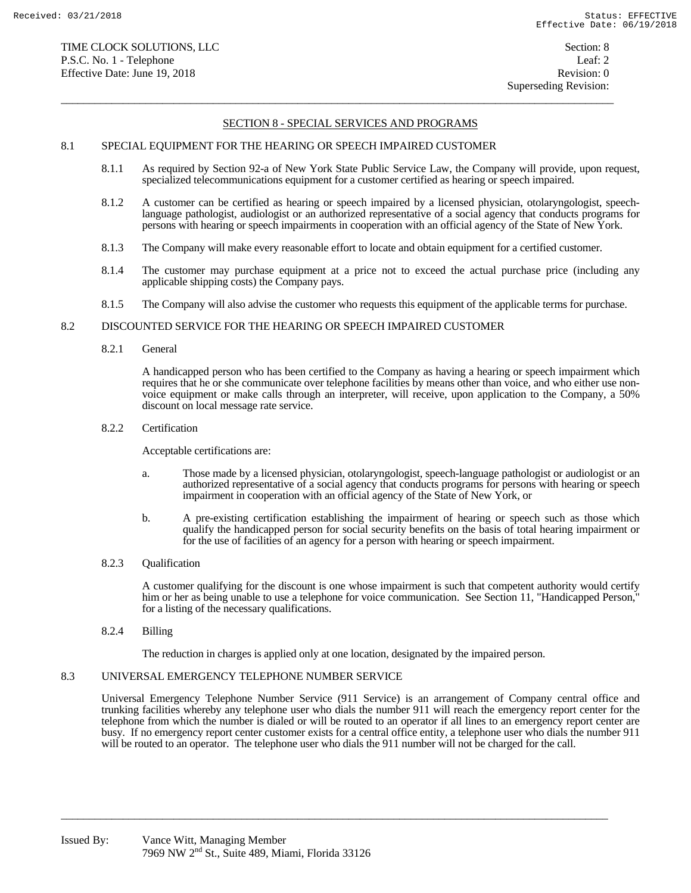## SECTION 8 - SPECIAL SERVICES AND PROGRAMS

### 8.1 SPECIAL EQUIPMENT FOR THE HEARING OR SPEECH IMPAIRED CUSTOMER

8.1.1 As required by Section 92-a of New York State Public Service Law, the Company will provide, upon request, specialized telecommunications equipment for a customer certified as hearing or speech impaired.

8.1.2 A customer can be certified as hearing or speech impaired by a licensed physician, otolaryngologist, speech-language pathologist, audiologist or an authorized representative of a social agency that conducts programs for persons with hearing or speech impairments in cooperation with an official agency of the State of New York.

8.1.3 The Company will make every reasonable effort to locate and obtain equipment for a certified customer.

8.1.4 The customer may purchase equipment at a price not to exceed the actual purchase price (including any applicable shipping costs) the Company pays.

8.1.5 The Company will also advise the customer who requests this equipment of the applicable terms for purchase.

### 8.2 DISCOUNTED SERVICE FOR THE HEARING OR SPEECH IMPAIRED CUSTOMER

8.2.1 General

A handicapped person who has been certified to the Company as having a hearing or speech impairment which requires that he or she communicate over telephone facilities by means other than voice, and who either use non-voice equipment or make calls through an interpreter, will receive, upon application to the Company, a 50% discount on local message rate service.

8.2.2 Certification

Acceptable certifications are:

a. Those made by a licensed physician, otolaryngologist, speech-language pathologist or audiologist or an authorized representative of a social agency that conducts programs for persons with hearing or speech impairment in cooperation with an official agency of the State of New York, or

b. A pre-existing certification establishing the impairment of hearing or speech such as those which qualify the handicapped person for social security benefits on the basis of total hearing impairment or for the use of facilities of an agency for a person with hearing or speech impairment.

8.2.3 Qualification

A customer qualifying for the discount is one whose impairment is such that competent authority would certify him or her as being unable to use a telephone for voice communication. See Section 11, "Handicapped Person," for a listing of the necessary qualifications.

8.2.4 Billing

The reduction in charges is applied only at one location, designated by the impaired person.

### 8.3 UNIVERSAL EMERGENCY TELEPHONE NUMBER SERVICE

Universal Emergency Telephone Number Service (911 Service) is an arrangement of Company central office and trunking facilities whereby any telephone user who dials the number 911 will reach the emergency report center for the telephone from which the number is dialed or will be routed to an operator if all lines to an emergency report center are busy. If no emergency report center customer exists for a central office entity, a telephone user who dials the number 911 will be routed to an operator. The telephone user who dials the 911 number will not be charged for the call.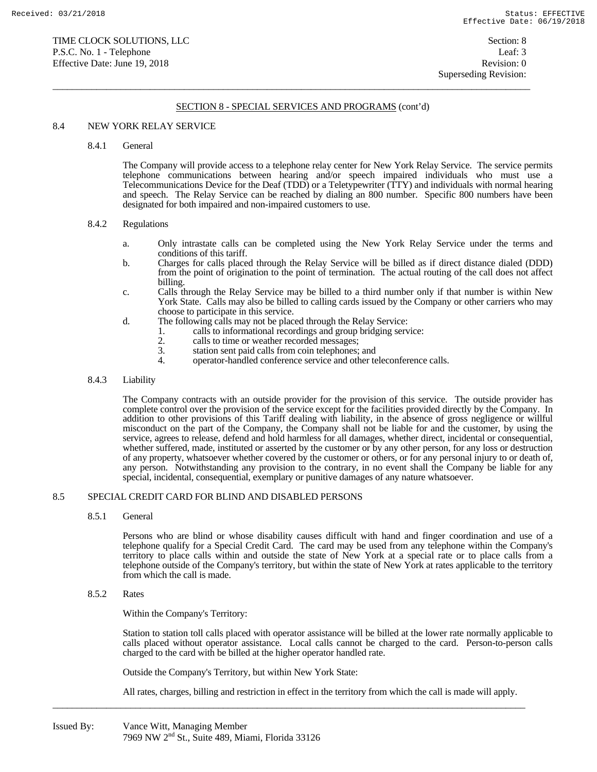## SECTION 8 - SPECIAL SERVICES AND PROGRAMS (cont'd)

### 8.4 NEW YORK RELAY SERVICE

#### 8.4.1 General

The Company will provide access to a telephone relay center for New York Relay Service. The service permits telephone communications between hearing and/or speech impaired individuals who must use a Telecommunications Device for the Deaf (TDD) or a Teletypewriter (TTY) and individuals with normal hearing and speech. The Relay Service can be reached by dialing an 800 number. Specific 800 numbers have been designated for both impaired and non-impaired customers to use.

#### 8.4.2 Regulations

a. Only intrastate calls can be completed using the New York Relay Service under the terms and conditions of this tariff.

b. Charges for calls placed through the Relay Service will be billed as if direct distance dialed (DDD) from the point of origination to the point of termination. The actual routing of the call does not affect billing.

c. Calls through the Relay Service may be billed to a third number only if that number is within New York State. Calls may also be billed to calling cards issued by the Company or other carriers who may choose to participate in this service.

d. The following calls may not be placed through the Relay Service:
   1. calls to informational recordings and group bridging service:
   2. calls to time or weather recorded messages;
   3. station sent paid calls from coin telephones; and
   4. operator-handled conference service and other teleconference calls.

#### 8.4.3 Liability

The Company contracts with an outside provider for the provision of this service. The outside provider has complete control over the provision of the service except for the facilities provided directly by the Company. In addition to other provisions of this Tariff dealing with liability, in the absence of gross negligence or willful misconduct on the part of the Company, the Company shall not be liable for and the customer, by using the service, agrees to release, defend and hold harmless for all damages, whether direct, incidental or consequential, whether suffered, made, instituted or asserted by the customer or by any other person, for any loss or destruction of any property, whatsoever whether covered by the customer or others, or for any personal injury to or death of, any person. Notwithstanding any provision to the contrary, in no event shall the Company be liable for any special, incidental, consequential, exemplary or punitive damages of any nature whatsoever.

### 8.5 SPECIAL CREDIT CARD FOR BLIND AND DISABLED PERSONS

#### 8.5.1 General

Persons who are blind or whose disability causes difficult with hand and finger coordination and use of a telephone qualify for a Special Credit Card. The card may be used from any telephone within the Company's territory to place calls within and outside the state of New York at a special rate or to place calls from a telephone outside of the Company's territory, but within the state of New York at rates applicable to the territory from which the call is made.

#### 8.5.2 Rates

Within the Company's Territory:

Station to station toll calls placed with operator assistance will be billed at the lower rate normally applicable to calls placed without operator assistance. Local calls cannot be charged to the card. Person-to-person calls charged to the card with be billed at the higher operator handled rate.

Outside the Company's Territory, but within New York State:

All rates, charges, billing and restriction in effect in the territory from which the call is made will apply.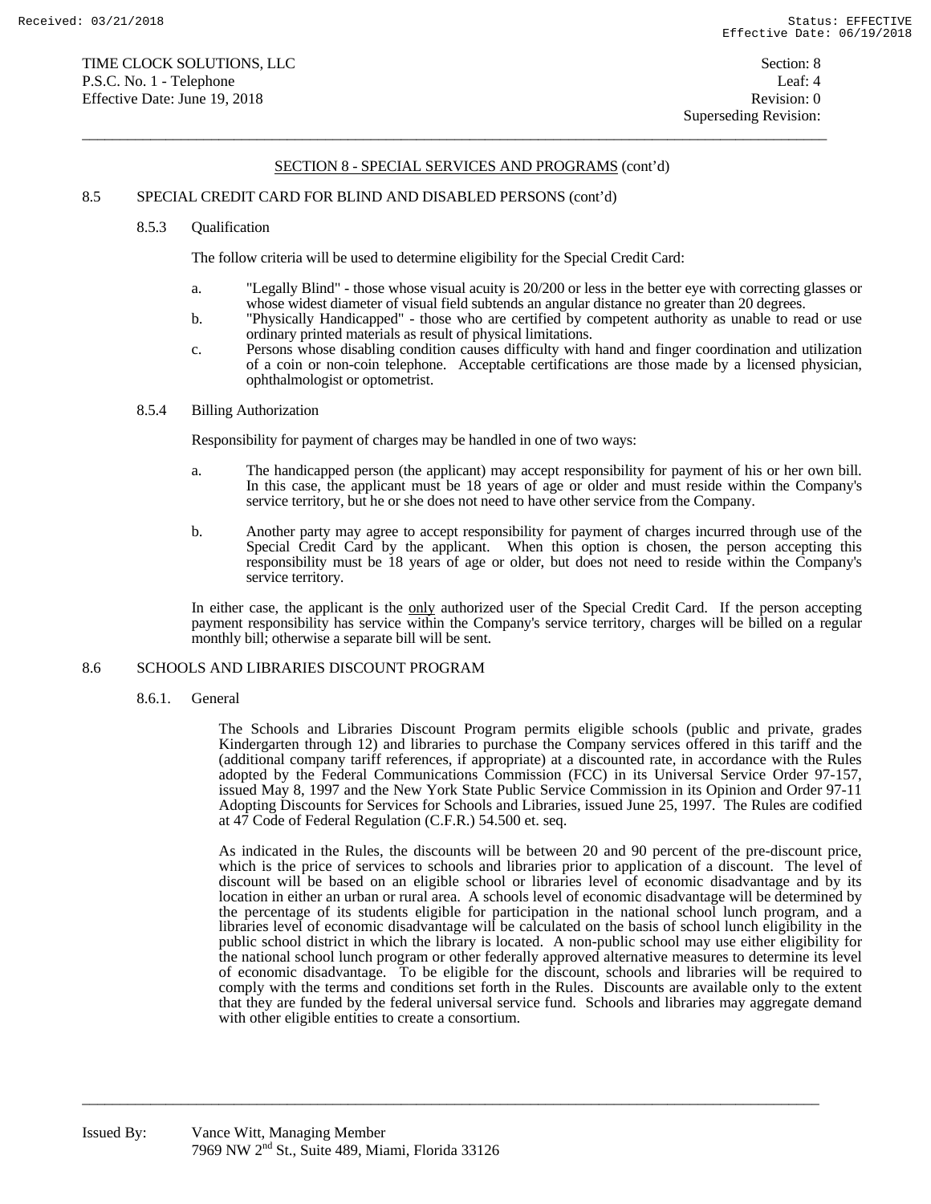## SECTION 8 - SPECIAL SERVICES AND PROGRAMS (cont'd)

### 8.5 SPECIAL CREDIT CARD FOR BLIND AND DISABLED PERSONS (cont'd)

#### 8.5.3 Qualification

The follow criteria will be used to determine eligibility for the Special Credit Card:

a. "Legally Blind" - those whose visual acuity is 20/200 or less in the better eye with correcting glasses or whose widest diameter of visual field subtends an angular distance no greater than 20 degrees.

b. "Physically Handicapped" - those who are certified by competent authority as unable to read or use ordinary printed materials as result of physical limitations.

c. Persons whose disabling condition causes difficulty with hand and finger coordination and utilization of a coin or non-coin telephone. Acceptable certifications are those made by a licensed physician, ophthalmologist or optometrist.

#### 8.5.4 Billing Authorization

Responsibility for payment of charges may be handled in one of two ways:

a. The handicapped person (the applicant) may accept responsibility for payment of his or her own bill. In this case, the applicant must be 18 years of age or older and must reside within the Company's service territory, but he or she does not need to have other service from the Company.

b. Another party may agree to accept responsibility for payment of charges incurred through use of the Special Credit Card by the applicant. When this option is chosen, the person accepting this responsibility must be 18 years of age or older, but does not need to reside within the Company's service territory.

In either case, the applicant is the only authorized user of the Special Credit Card. If the person accepting payment responsibility has service within the Company's service territory, charges will be billed on a regular monthly bill; otherwise a separate bill will be sent.

### 8.6 SCHOOLS AND LIBRARIES DISCOUNT PROGRAM

#### 8.6.1. General

The Schools and Libraries Discount Program permits eligible schools (public and private, grades Kindergarten through 12) and libraries to purchase the Company services offered in this tariff and the (additional company tariff references, if appropriate) at a discounted rate, in accordance with the Rules adopted by the Federal Communications Commission (FCC) in its Universal Service Order 97-157, issued May 8, 1997 and the New York State Public Service Commission in its Opinion and Order 97-11 Adopting Discounts for Services for Schools and Libraries, issued June 25, 1997. The Rules are codified at 47 Code of Federal Regulation (C.F.R.) 54.500 et. seq.

As indicated in the Rules, the discounts will be between 20 and 90 percent of the pre-discount price, which is the price of services to schools and libraries prior to application of a discount. The level of discount will be based on an eligible school or libraries level of economic disadvantage and by its location in either an urban or rural area. A schools level of economic disadvantage will be determined by the percentage of its students eligible for participation in the national school lunch program, and a libraries level of economic disadvantage will be calculated on the basis of school lunch eligibility in the public school district in which the library is located. A non-public school may use either eligibility for the national school lunch program or other federally approved alternative measures to determine its level of economic disadvantage. To be eligible for the discount, schools and libraries will be required to comply with the terms and conditions set forth in the Rules. Discounts are available only to the extent that they are funded by the federal universal service fund. Schools and libraries may aggregate demand with other eligible entities to create a consortium.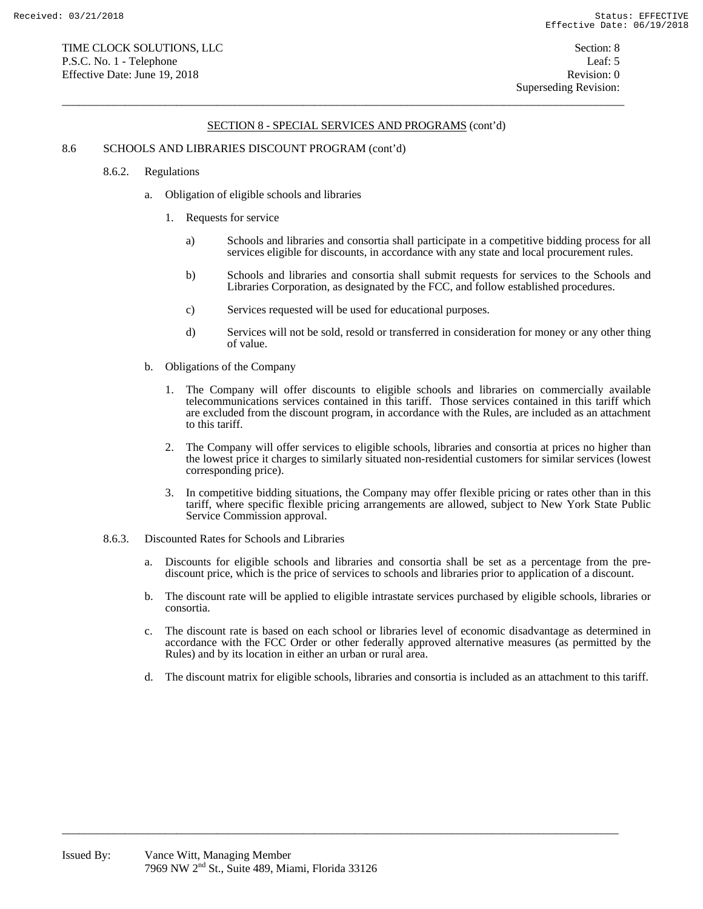## SECTION 8 - SPECIAL SERVICES AND PROGRAMS (cont'd)

8.6 SCHOOLS AND LIBRARIES DISCOUNT PROGRAM (cont'd)

8.6.2. Regulations

a. Obligation of eligible schools and libraries

1. Requests for service

a) Schools and libraries and consortia shall participate in a competitive bidding process for all services eligible for discounts, in accordance with any state and local procurement rules.

b) Schools and libraries and consortia shall submit requests for services to the Schools and Libraries Corporation, as designated by the FCC, and follow established procedures.

c) Services requested will be used for educational purposes.

d) Services will not be sold, resold or transferred in consideration for money or any other thing of value.

b. Obligations of the Company

1. The Company will offer discounts to eligible schools and libraries on commercially available telecommunications services contained in this tariff. Those services contained in this tariff which are excluded from the discount program, in accordance with the Rules, are included as an attachment to this tariff.

2. The Company will offer services to eligible schools, libraries and consortia at prices no higher than the lowest price it charges to similarly situated non-residential customers for similar services (lowest corresponding price).

3. In competitive bidding situations, the Company may offer flexible pricing or rates other than in this tariff, where specific flexible pricing arrangements are allowed, subject to New York State Public Service Commission approval.

8.6.3. Discounted Rates for Schools and Libraries

a. Discounts for eligible schools and libraries and consortia shall be set as a percentage from the pre-discount price, which is the price of services to schools and libraries prior to application of a discount.

b. The discount rate will be applied to eligible intrastate services purchased by eligible schools, libraries or consortia.

c. The discount rate is based on each school or libraries level of economic disadvantage as determined in accordance with the FCC Order or other federally approved alternative measures (as permitted by the Rules) and by its location in either an urban or rural area.

d. The discount matrix for eligible schools, libraries and consortia is included as an attachment to this tariff.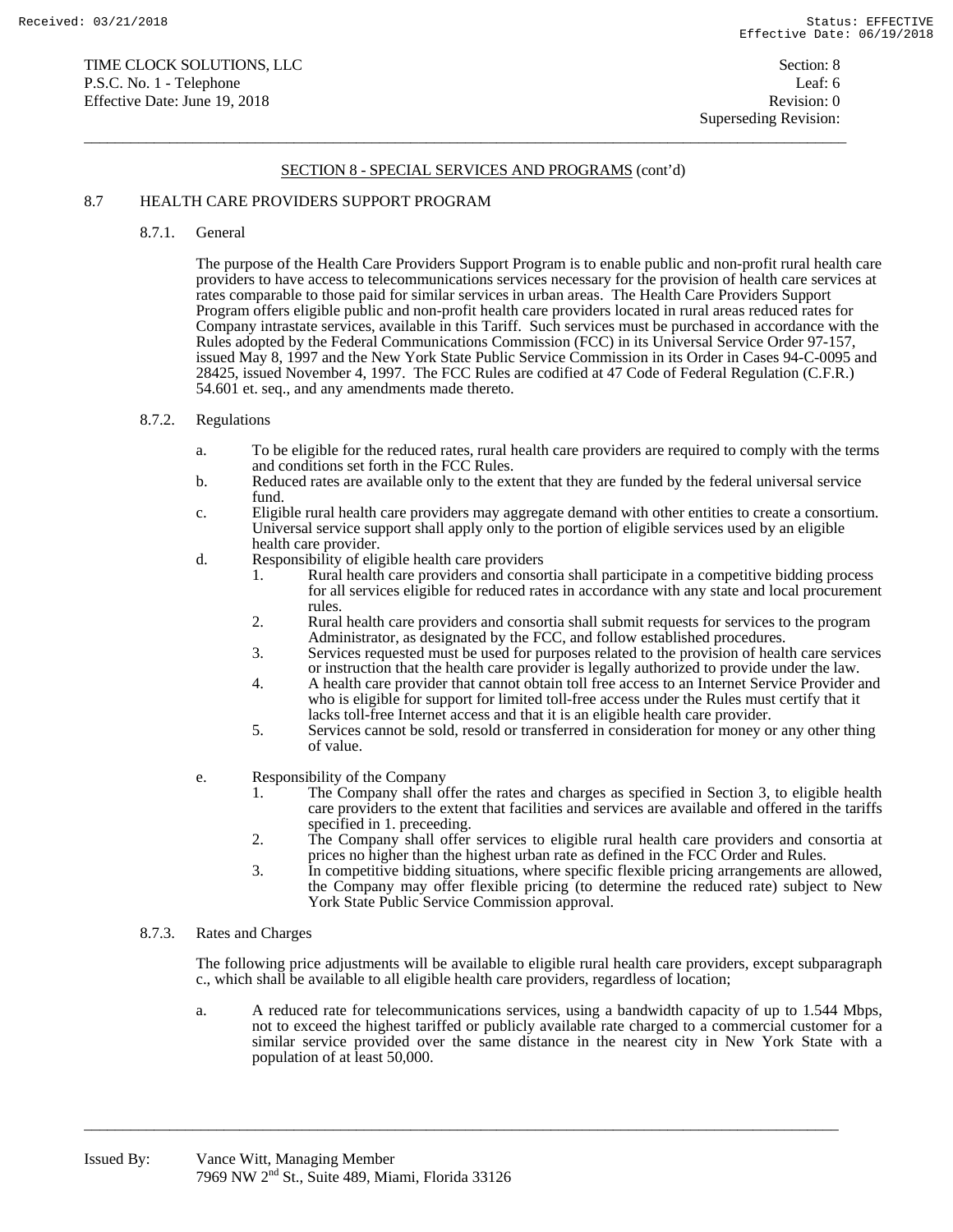## SECTION 8 - SPECIAL SERVICES AND PROGRAMS (cont'd)

### 8.7 HEALTH CARE PROVIDERS SUPPORT PROGRAM

#### 8.7.1. General

The purpose of the Health Care Providers Support Program is to enable public and non-profit rural health care providers to have access to telecommunications services necessary for the provision of health care services at rates comparable to those paid for similar services in urban areas. The Health Care Providers Support Program offers eligible public and non-profit health care providers located in rural areas reduced rates for Company intrastate services, available in this Tariff. Such services must be purchased in accordance with the Rules adopted by the Federal Communications Commission (FCC) in its Universal Service Order 97-157, issued May 8, 1997 and the New York State Public Service Commission in its Order in Cases 94-C-0095 and 28425, issued November 4, 1997. The FCC Rules are codified at 47 Code of Federal Regulation (C.F.R.) 54.601 et. seq., and any amendments made thereto.

#### 8.7.2. Regulations

a. To be eligible for the reduced rates, rural health care providers are required to comply with the terms and conditions set forth in the FCC Rules.

b. Reduced rates are available only to the extent that they are funded by the federal universal service fund.

c. Eligible rural health care providers may aggregate demand with other entities to create a consortium. Universal service support shall apply only to the portion of eligible services used by an eligible health care provider.

d. Responsibility of eligible health care providers
   1. Rural health care providers and consortia shall participate in a competitive bidding process for all services eligible for reduced rates in accordance with any state and local procurement rules.
   2. Rural health care providers and consortia shall submit requests for services to the program Administrator, as designated by the FCC, and follow established procedures.
   3. Services requested must be used for purposes related to the provision of health care services or instruction that the health care provider is legally authorized to provide under the law.
   4. A health care provider that cannot obtain toll free access to an Internet Service Provider and who is eligible for support for limited toll-free access under the Rules must certify that it lacks toll-free Internet access and that it is an eligible health care provider.
   5. Services cannot be sold, resold or transferred in consideration for money or any other thing of value.

e. Responsibility of the Company
   1. The Company shall offer the rates and charges as specified in Section 3, to eligible health care providers to the extent that facilities and services are available and offered in the tariffs specified in 1. preceeding.
   2. The Company shall offer services to eligible rural health care providers and consortia at prices no higher than the highest urban rate as defined in the FCC Order and Rules.
   3. In competitive bidding situations, where specific flexible pricing arrangements are allowed, the Company may offer flexible pricing (to determine the reduced rate) subject to New York State Public Service Commission approval.

#### 8.7.3. Rates and Charges

The following price adjustments will be available to eligible rural health care providers, except subparagraph c., which shall be available to all eligible health care providers, regardless of location;

a. A reduced rate for telecommunications services, using a bandwidth capacity of up to 1.544 Mbps, not to exceed the highest tariffed or publicly available rate charged to a commercial customer for a similar service provided over the same distance in the nearest city in New York State with a population of at least 50,000.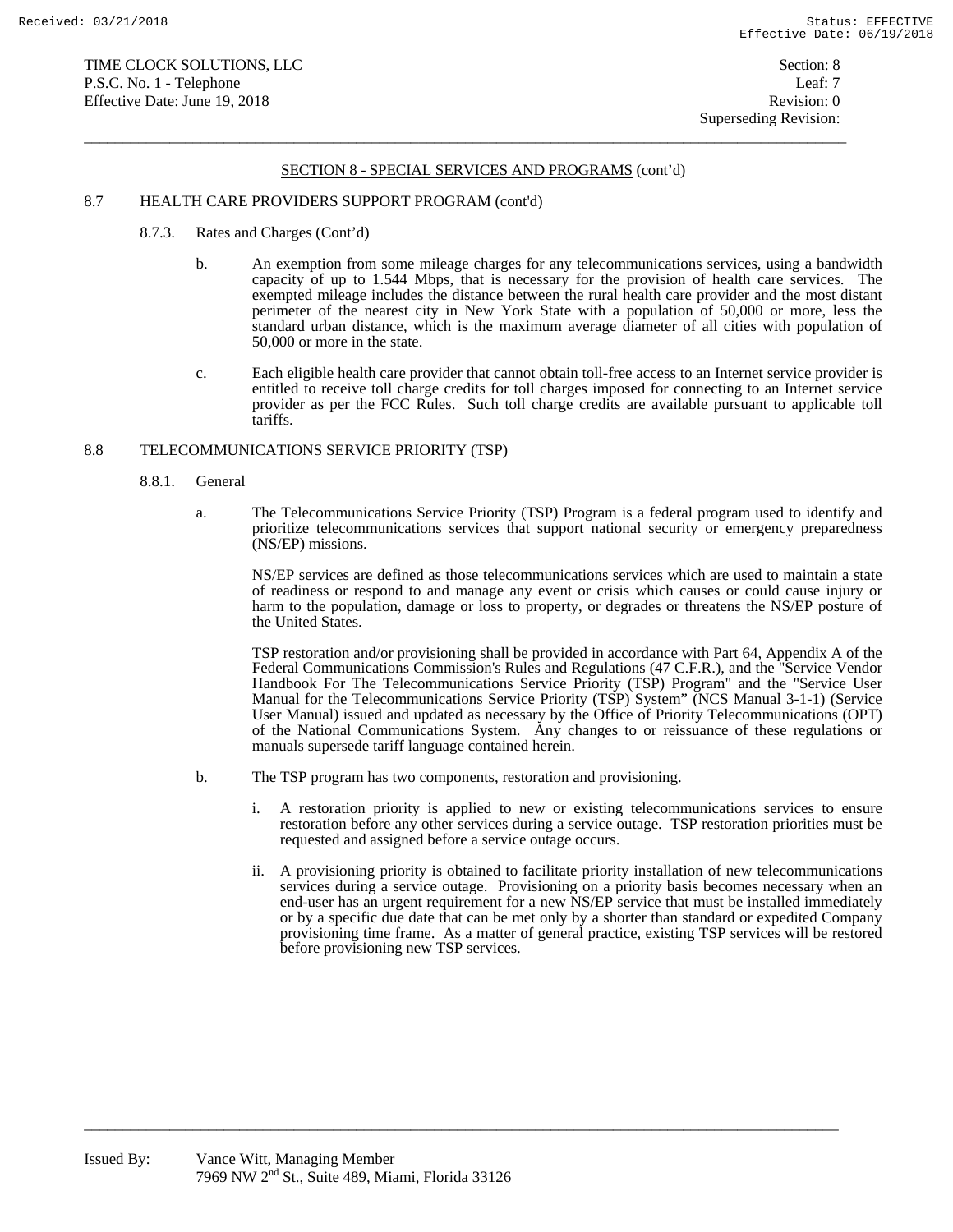## SECTION 8 - SPECIAL SERVICES AND PROGRAMS (cont'd)

8.7 HEALTH CARE PROVIDERS SUPPORT PROGRAM (cont'd)

8.7.3. Rates and Charges (Cont'd)

b. An exemption from some mileage charges for any telecommunications services, using a bandwidth capacity of up to 1.544 Mbps, that is necessary for the provision of health care services. The exempted mileage includes the distance between the rural health care provider and the most distant perimeter of the nearest city in New York State with a population of 50,000 or more, less the standard urban distance, which is the maximum average diameter of all cities with population of 50,000 or more in the state.

c. Each eligible health care provider that cannot obtain toll-free access to an Internet service provider is entitled to receive toll charge credits for toll charges imposed for connecting to an Internet service provider as per the FCC Rules. Such toll charge credits are available pursuant to applicable toll tariffs.

8.8 TELECOMMUNICATIONS SERVICE PRIORITY (TSP)

8.8.1. General

a. The Telecommunications Service Priority (TSP) Program is a federal program used to identify and prioritize telecommunications services that support national security or emergency preparedness (NS/EP) missions.

NS/EP services are defined as those telecommunications services which are used to maintain a state of readiness or respond to and manage any event or crisis which causes or could cause injury or harm to the population, damage or loss to property, or degrades or threatens the NS/EP posture of the United States.

TSP restoration and/or provisioning shall be provided in accordance with Part 64, Appendix A of the Federal Communications Commission's Rules and Regulations (47 C.F.R.), and the "Service Vendor Handbook For The Telecommunications Service Priority (TSP) Program" and the "Service User Manual for the Telecommunications Service Priority (TSP) System" (NCS Manual 3-1-1) (Service User Manual) issued and updated as necessary by the Office of Priority Telecommunications (OPT) of the National Communications System. Any changes to or reissuance of these regulations or manuals supersede tariff language contained herein.

b. The TSP program has two components, restoration and provisioning.

i. A restoration priority is applied to new or existing telecommunications services to ensure restoration before any other services during a service outage. TSP restoration priorities must be requested and assigned before a service outage occurs.

ii. A provisioning priority is obtained to facilitate priority installation of new telecommunications services during a service outage. Provisioning on a priority basis becomes necessary when an end-user has an urgent requirement for a new NS/EP service that must be installed immediately or by a specific due date that can be met only by a shorter than standard or expedited Company provisioning time frame. As a matter of general practice, existing TSP services will be restored before provisioning new TSP services.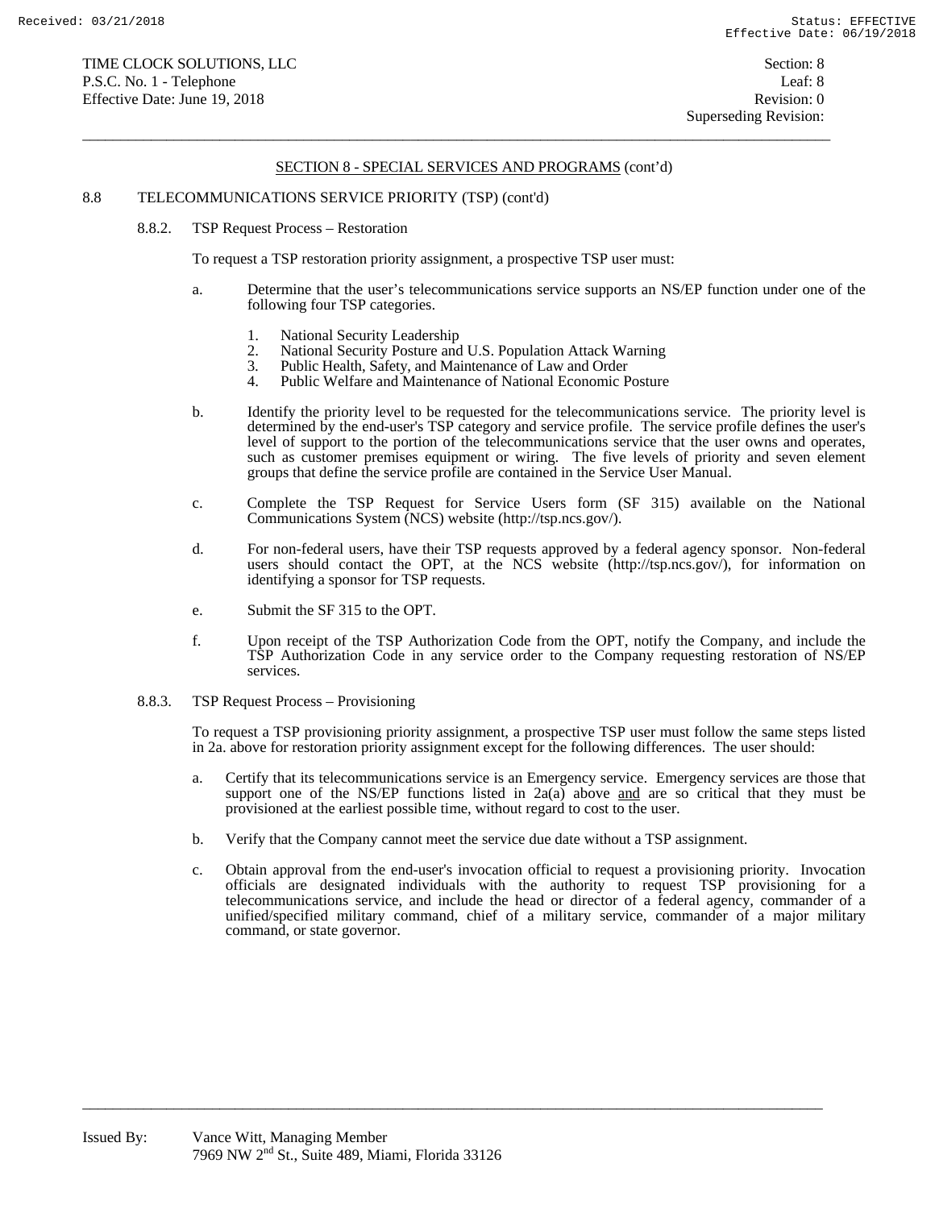## SECTION 8 - SPECIAL SERVICES AND PROGRAMS (cont'd)

### 8.8 TELECOMMUNICATIONS SERVICE PRIORITY (TSP) (cont'd)

#### 8.8.2. TSP Request Process – Restoration

To request a TSP restoration priority assignment, a prospective TSP user must:

a. Determine that the user's telecommunications service supports an NS/EP function under one of the following four TSP categories.

1. National Security Leadership
2. National Security Posture and U.S. Population Attack Warning
3. Public Health, Safety, and Maintenance of Law and Order
4. Public Welfare and Maintenance of National Economic Posture

b. Identify the priority level to be requested for the telecommunications service. The priority level is determined by the end-user's TSP category and service profile. The service profile defines the user's level of support to the portion of the telecommunications service that the user owns and operates, such as customer premises equipment or wiring. The five levels of priority and seven element groups that define the service profile are contained in the Service User Manual.

c. Complete the TSP Request for Service Users form (SF 315) available on the National Communications System (NCS) website (http://tsp.ncs.gov/).

d. For non-federal users, have their TSP requests approved by a federal agency sponsor. Non-federal users should contact the OPT, at the NCS website (http://tsp.ncs.gov/), for information on identifying a sponsor for TSP requests.

e. Submit the SF 315 to the OPT.

f. Upon receipt of the TSP Authorization Code from the OPT, notify the Company, and include the TSP Authorization Code in any service order to the Company requesting restoration of NS/EP services.

#### 8.8.3. TSP Request Process – Provisioning

To request a TSP provisioning priority assignment, a prospective TSP user must follow the same steps listed in 2a. above for restoration priority assignment except for the following differences. The user should:

a. Certify that its telecommunications service is an Emergency service. Emergency services are those that support one of the NS/EP functions listed in 2a(a) above <u>and</u> are so critical that they must be provisioned at the earliest possible time, without regard to cost to the user.

b. Verify that the Company cannot meet the service due date without a TSP assignment.

c. Obtain approval from the end-user's invocation official to request a provisioning priority. Invocation officials are designated individuals with the authority to request TSP provisioning for a telecommunications service, and include the head or director of a federal agency, commander of a unified/specified military command, chief of a military service, commander of a major military command, or state governor.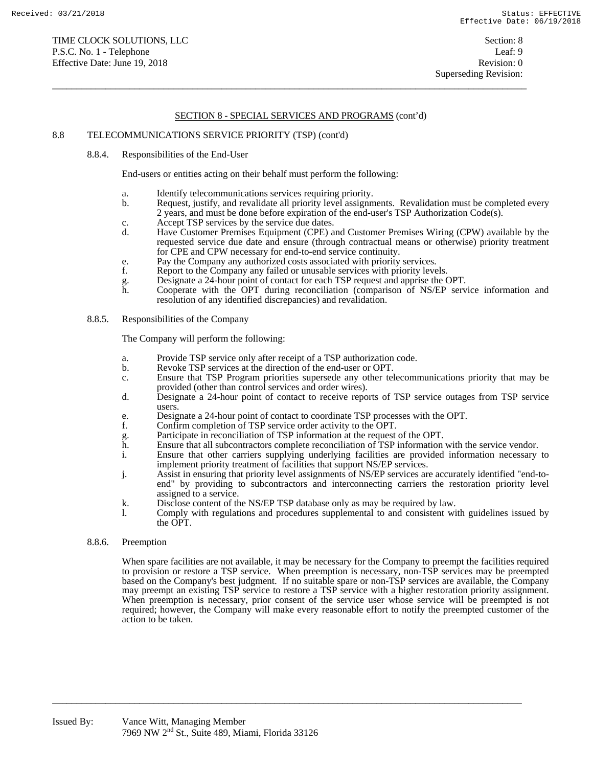## SECTION 8 - SPECIAL SERVICES AND PROGRAMS (cont'd)

### 8.8 TELECOMMUNICATIONS SERVICE PRIORITY (TSP) (cont'd)

#### 8.8.4. Responsibilities of the End-User

End-users or entities acting on their behalf must perform the following:

a. Identify telecommunications services requiring priority.
b. Request, justify, and revalidate all priority level assignments. Revalidation must be completed every 2 years, and must be done before expiration of the end-user's TSP Authorization Code(s).
c. Accept TSP services by the service due dates.
d. Have Customer Premises Equipment (CPE) and Customer Premises Wiring (CPW) available by the requested service due date and ensure (through contractual means or otherwise) priority treatment for CPE and CPW necessary for end-to-end service continuity.
e. Pay the Company any authorized costs associated with priority services.
f. Report to the Company any failed or unusable services with priority levels.
g. Designate a 24-hour point of contact for each TSP request and apprise the OPT.
h. Cooperate with the OPT during reconciliation (comparison of NS/EP service information and resolution of any identified discrepancies) and revalidation.

#### 8.8.5. Responsibilities of the Company

The Company will perform the following:

a. Provide TSP service only after receipt of a TSP authorization code.
b. Revoke TSP services at the direction of the end-user or OPT.
c. Ensure that TSP Program priorities supersede any other telecommunications priority that may be provided (other than control services and order wires).
d. Designate a 24-hour point of contact to receive reports of TSP service outages from TSP service users.
e. Designate a 24-hour point of contact to coordinate TSP processes with the OPT.
f. Confirm completion of TSP service order activity to the OPT.
g. Participate in reconciliation of TSP information at the request of the OPT.
h. Ensure that all subcontractors complete reconciliation of TSP information with the service vendor.
i. Ensure that other carriers supplying underlying facilities are provided information necessary to implement priority treatment of facilities that support NS/EP services.
j. Assist in ensuring that priority level assignments of NS/EP services are accurately identified "end-to-end" by providing to subcontractors and interconnecting carriers the restoration priority level assigned to a service.
k. Disclose content of the NS/EP TSP database only as may be required by law.
l. Comply with regulations and procedures supplemental to and consistent with guidelines issued by the OPT.

#### 8.8.6. Preemption

When spare facilities are not available, it may be necessary for the Company to preempt the facilities required to provision or restore a TSP service. When preemption is necessary, non-TSP services may be preempted based on the Company's best judgment. If no suitable spare or non-TSP services are available, the Company may preempt an existing TSP service to restore a TSP service with a higher restoration priority assignment. When preemption is necessary, prior consent of the service user whose service will be preempted is not required; however, the Company will make every reasonable effort to notify the preempted customer of the action to be taken.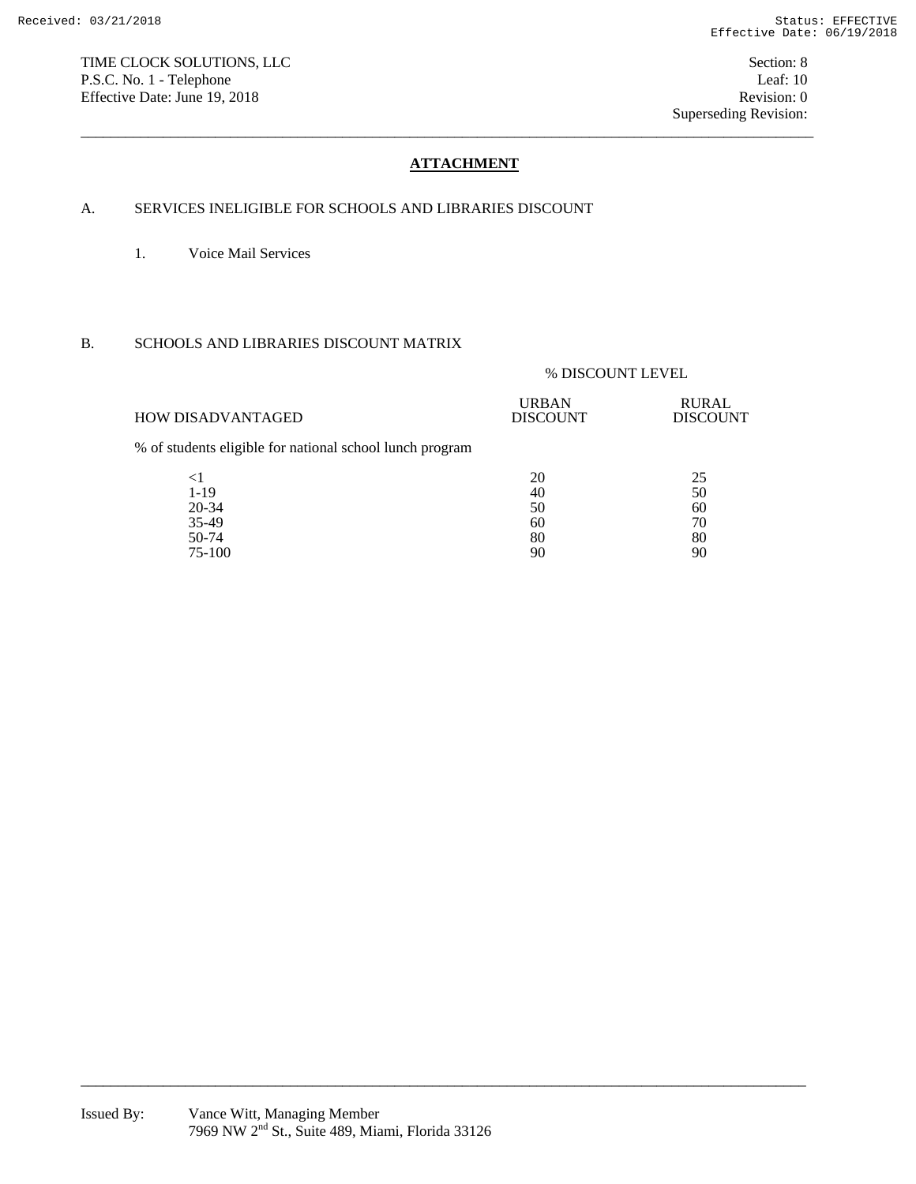## ATTACHMENT

A. SERVICES INELIGIBLE FOR SCHOOLS AND LIBRARIES DISCOUNT

1. Voice Mail Services

B. SCHOOLS AND LIBRARIES DISCOUNT MATRIX

| | % DISCOUNT LEVEL | |
|---|---|---|
| HOW DISADVANTAGED | URBAN DISCOUNT | RURAL DISCOUNT |
| % of students eligible for national school lunch program | | |
| <1 | 20 | 25 |
| 1-19 | 40 | 50 |
| 20-34 | 50 | 60 |
| 35-49 | 60 | 70 |
| 50-74 | 80 | 80 |
| 75-100 | 90 | 90 |